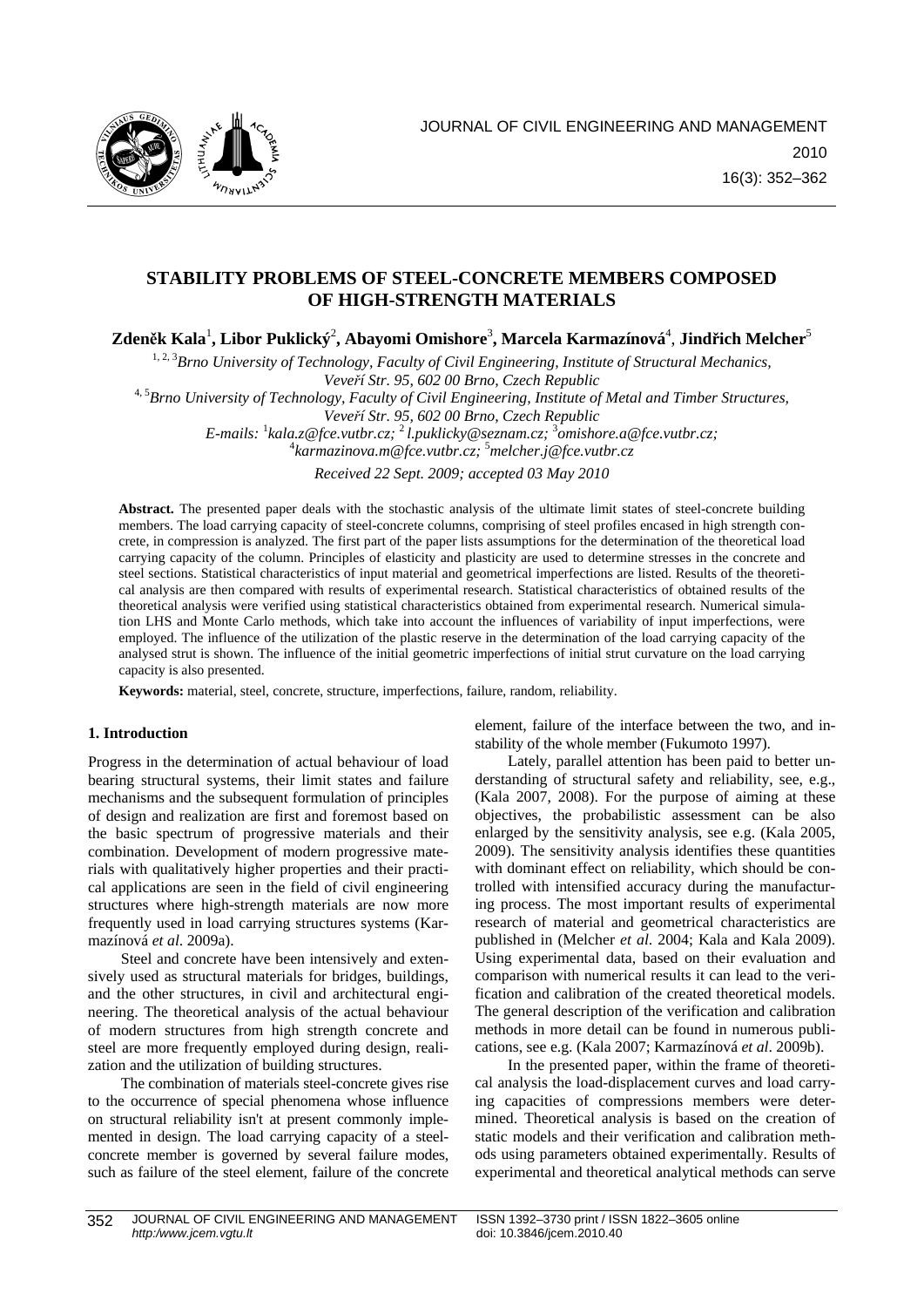# STABILITY PROBLEMS OF STEEL-CONCRETE MEMBERS COMPOSED OF HIGH-STRENGTH MATERIALS

**Zdeněk Kala**[1], **Libor Puklický**[2], **Abayomi Omishore**[3], **Marcela Karmazínová**[4], **Jindřich Melcher**[5]

[1, 2, 3]*Brno University of Technology, Faculty of Civil Engineering, Institute of Structural Mechanics, Veveří Str. 95, 602 00 Brno, Czech Republic*

[4, 5]*Brno University of Technology, Faculty of Civil Engineering, Institute of Metal and Timber Structures, Veveří Str. 95, 602 00 Brno, Czech Republic*

*E-mails:* [1]*kala.z@fce.vutbr.cz;* [2]*l.puklicky@seznam.cz;* [3]*omishore.a@fce.vutbr.cz;* [4]*karmazinova.m@fce.vutbr.cz;* [5]*melcher.j@fce.vutbr.cz*

*Received 22 Sept. 2009; accepted 03 May 2010*

**Abstract.** The presented paper deals with the stochastic analysis of the ultimate limit states of steel-concrete building members. The load carrying capacity of steel-concrete columns, comprising of steel profiles encased in high strength concrete, in compression is analyzed. The first part of the paper lists assumptions for the determination of the theoretical load carrying capacity of the column. Principles of elasticity and plasticity are used to determine stresses in the concrete and steel sections. Statistical characteristics of input material and geometrical imperfections are listed. Results of the theoretical analysis are then compared with results of experimental research. Statistical characteristics of obtained results of the theoretical analysis were verified using statistical characteristics obtained from experimental research. Numerical simulation LHS and Monte Carlo methods, which take into account the influences of variability of input imperfections, were employed. The influence of the utilization of the plastic reserve in the determination of the load carrying capacity of the analysed strut is shown. The influence of the initial geometric imperfections of initial strut curvature on the load carrying capacity is also presented.

**Keywords:** material, steel, concrete, structure, imperfections, failure, random, reliability.

## 1. Introduction

Progress in the determination of actual behaviour of load bearing structural systems, their limit states and failure mechanisms and the subsequent formulation of principles of design and realization are first and foremost based on the basic spectrum of progressive materials and their combination. Development of modern progressive materials with qualitatively higher properties and their practical applications are seen in the field of civil engineering structures where high-strength materials are now more frequently used in load carrying structures systems (Karmazínová *et al*. 2009a).

Steel and concrete have been intensively and extensively used as structural materials for bridges, buildings, and the other structures, in civil and architectural engineering. The theoretical analysis of the actual behaviour of modern structures from high strength concrete and steel are more frequently employed during design, realization and the utilization of building structures.

The combination of materials steel-concrete gives rise to the occurrence of special phenomena whose influence on structural reliability isn't at present commonly implemented in design. The load carrying capacity of a steel-concrete member is governed by several failure modes, such as failure of the steel element, failure of the concrete element, failure of the interface between the two, and instability of the whole member (Fukumoto 1997).

Lately, parallel attention has been paid to better understanding of structural safety and reliability, see, e.g., (Kala 2007, 2008). For the purpose of aiming at these objectives, the probabilistic assessment can be also enlarged by the sensitivity analysis, see e.g. (Kala 2005, 2009). The sensitivity analysis identifies these quantities with dominant effect on reliability, which should be controlled with intensified accuracy during the manufacturing process. The most important results of experimental research of material and geometrical characteristics are published in (Melcher *et al.* 2004; Kala and Kala 2009). Using experimental data, based on their evaluation and comparison with numerical results it can lead to the verification and calibration of the created theoretical models. The general description of the verification and calibration methods in more detail can be found in numerous publications, see e.g. (Kala 2007; Karmazínová *et al*. 2009b).

In the presented paper, within the frame of theoretical analysis the load-displacement curves and load carrying capacities of compressions members were determined. Theoretical analysis is based on the creation of static models and their verification and calibration methods using parameters obtained experimentally. Results of experimental and theoretical analytical methods can serve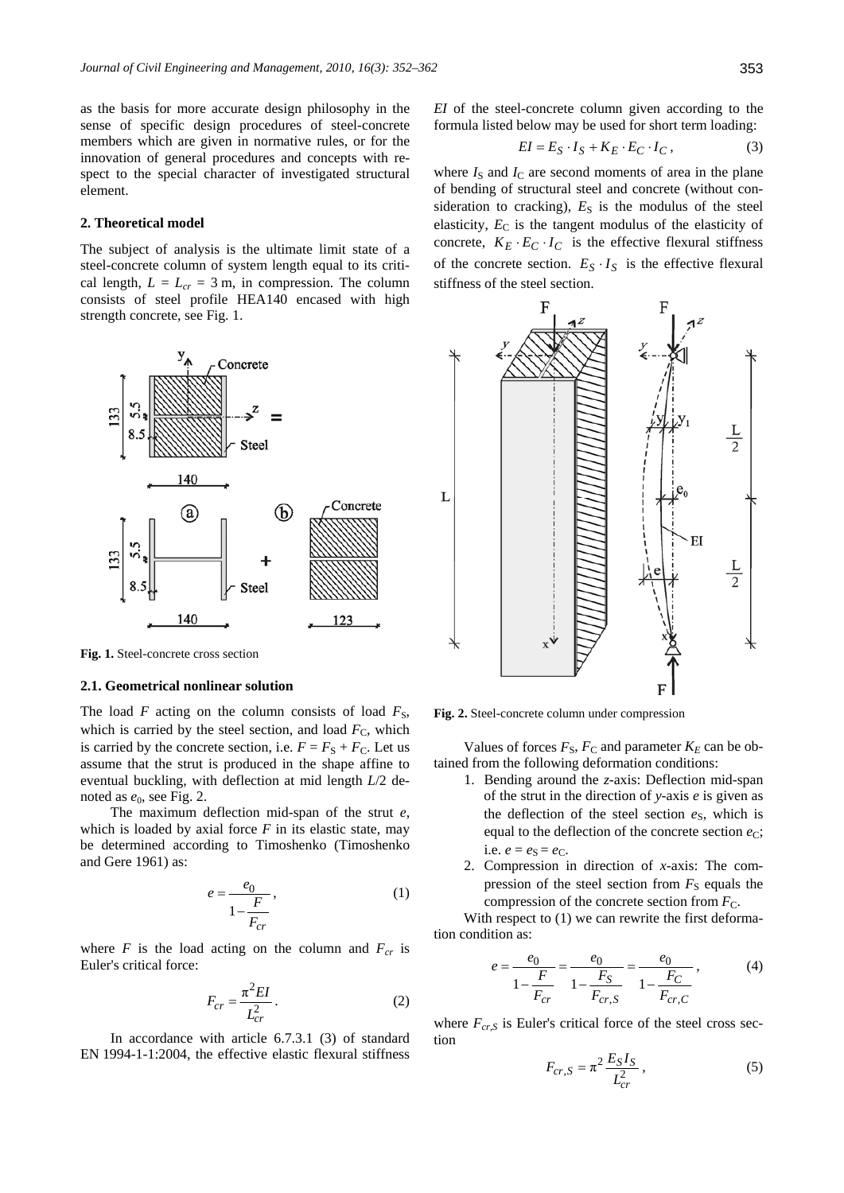as the basis for more accurate design philosophy in the sense of specific design procedures of steel-concrete members which are given in normative rules, or for the innovation of general procedures and concepts with respect to the special character of investigated structural element.

## 2. Theoretical model

The subject of analysis is the ultimate limit state of a steel-concrete column of system length equal to its critical length, $L = L_{cr} = 3$ m, in compression. The column consists of steel profile HEA140 encased with high strength concrete, see Fig. 1.

**Fig. 1.** Steel-concrete cross section

### 2.1. Geometrical nonlinear solution

The load $F$ acting on the column consists of load $F_S$, which is carried by the steel section, and load $F_C$, which is carried by the concrete section, i.e. $F = F_S + F_C$. Let us assume that the strut is produced in the shape affine to eventual buckling, with deflection at mid length $L/2$ denoted as $e_0$, see Fig. 2.

The maximum deflection mid-span of the strut $e$, which is loaded by axial force $F$ in its elastic state, may be determined according to Timoshenko (Timoshenko and Gere 1961) as:

$$e = \frac{e_0}{1 - \dfrac{F}{F_{cr}}}, \tag{1}$$

where $F$ is the load acting on the column and $F_{cr}$ is Euler's critical force:

$$F_{cr} = \frac{\pi^2 EI}{L_{cr}^2}. \tag{2}$$

In accordance with article 6.7.3.1 (3) of standard EN 1994-1-1:2004, the effective elastic flexural stiffness $EI$ of the steel-concrete column given according to the formula listed below may be used for short term loading:

$$EI = E_S \cdot I_S + K_E \cdot E_C \cdot I_C, \tag{3}$$

where $I_S$ and $I_C$ are second moments of area in the plane of bending of structural steel and concrete (without consideration to cracking), $E_S$ is the modulus of the steel elasticity, $E_C$ is the tangent modulus of the elasticity of concrete, $K_E \cdot E_C \cdot I_C$ is the effective flexural stiffness of the concrete section. $E_S \cdot I_S$ is the effective flexural stiffness of the steel section.

**Fig. 2.** Steel-concrete column under compression

Values of forces $F_S$, $F_C$ and parameter $K_E$ can be obtained from the following deformation conditions:

1. Bending around the $z$-axis: Deflection mid-span of the strut in the direction of $y$-axis $e$ is given as the deflection of the steel section $e_S$, which is equal to the deflection of the concrete section $e_C$; i.e. $e = e_S = e_C$.
2. Compression in direction of $x$-axis: The compression of the steel section from $F_S$ equals the compression of the concrete section from $F_C$.

With respect to (1) we can rewrite the first deformation condition as:

$$e = \frac{e_0}{1 - \dfrac{F}{F_{cr}}} = \frac{e_0}{1 - \dfrac{F_S}{F_{cr,S}}} = \frac{e_0}{1 - \dfrac{F_C}{F_{cr,C}}}, \tag{4}$$

where $F_{cr,S}$ is Euler's critical force of the steel cross section

$$F_{cr,S} = \pi^2 \frac{E_S I_S}{L_{cr}^2}, \tag{5}$$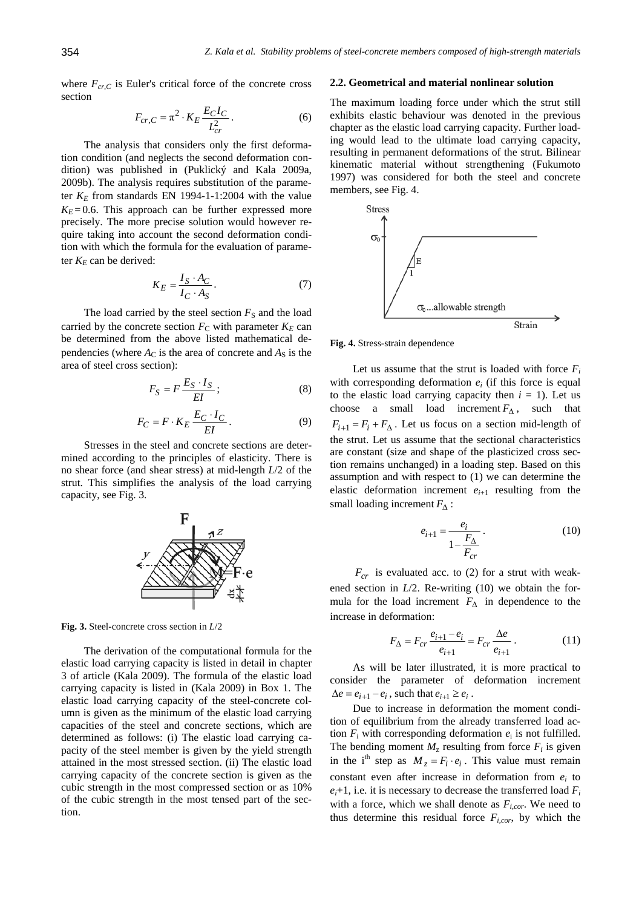where $F_{cr,C}$ is Euler's critical force of the concrete cross section

$$F_{cr,C} = \pi^2 \cdot K_E \frac{E_C I_C}{L_{cr}^2}. \qquad (6)$$

The analysis that considers only the first deformation condition (and neglects the second deformation condition) was published in (Puklický and Kala 2009a, 2009b). The analysis requires substitution of the parameter $K_E$ from standards EN 1994-1-1:2004 with the value $K_E = 0.6$. This approach can be further expressed more precisely. The more precise solution would however require taking into account the second deformation condition with which the formula for the evaluation of parameter $K_E$ can be derived:

$$K_E = \frac{I_S \cdot A_C}{I_C \cdot A_S}. \qquad (7)$$

The load carried by the steel section $F_S$ and the load carried by the concrete section $F_C$ with parameter $K_E$ can be determined from the above listed mathematical dependencies (where $A_C$ is the area of concrete and $A_S$ is the area of steel cross section):

$$F_S = F \frac{E_S \cdot I_S}{EI}; \qquad (8)$$

$$F_C = F \cdot K_E \frac{E_C \cdot I_C}{EI}. \qquad (9)$$

Stresses in the steel and concrete sections are determined according to the principles of elasticity. There is no shear force (and shear stress) at mid-length $L/2$ of the strut. This simplifies the analysis of the load carrying capacity, see Fig. 3.

**Fig. 3.** Steel-concrete cross section in $L/2$

The derivation of the computational formula for the elastic load carrying capacity is listed in detail in chapter 3 of article (Kala 2009). The formula of the elastic load carrying capacity is listed in (Kala 2009) in Box 1. The elastic load carrying capacity of the steel-concrete column is given as the minimum of the elastic load carrying capacities of the steel and concrete sections, which are determined as follows: (i) The elastic load carrying capacity of the steel member is given by the yield strength attained in the most stressed section. (ii) The elastic load carrying capacity of the concrete section is given as the cubic strength in the most compressed section or as 10% of the cubic strength in the most tensed part of the section.

### 2.2. Geometrical and material nonlinear solution

The maximum loading force under which the strut still exhibits elastic behaviour was denoted in the previous chapter as the elastic load carrying capacity. Further loading would lead to the ultimate load carrying capacity, resulting in permanent deformations of the strut. Bilinear kinematic material without strengthening (Fukumoto 1997) was considered for both the steel and concrete members, see Fig. 4.

**Fig. 4.** Stress-strain dependence

Let us assume that the strut is loaded with force $F_i$ with corresponding deformation $e_i$ (if this force is equal to the elastic load carrying capacity then $i = 1$). Let us choose a small load increment $F_\Delta$, such that $F_{i+1} = F_i + F_\Delta$. Let us focus on a section mid-length of the strut. Let us assume that the sectional characteristics are constant (size and shape of the plasticized cross section remains unchanged) in a loading step. Based on this assumption and with respect to (1) we can determine the elastic deformation increment $e_{i+1}$ resulting from the small loading increment $F_\Delta$:

$$e_{i+1} = \frac{e_i}{1 - \dfrac{F_\Delta}{F_{cr}}}. \qquad (10)$$

$F_{cr}$ is evaluated acc. to (2) for a strut with weakened section in $L/2$. Re-writing (10) we obtain the formula for the load increment $F_\Delta$ in dependence to the increase in deformation:

$$F_\Delta = F_{cr} \frac{e_{i+1} - e_i}{e_{i+1}} = F_{cr} \frac{\Delta e}{e_{i+1}}. \qquad (11)$$

As will be later illustrated, it is more practical to consider the parameter of deformation increment $\Delta e = e_{i+1} - e_i$, such that $e_{i+1} \geq e_i$.

Due to increase in deformation the moment condition of equilibrium from the already transferred load action $F_i$ with corresponding deformation $e_i$ is not fulfilled. The bending moment $M_z$ resulting from force $F_i$ is given in the i[th] step as $M_z = F_i \cdot e_i$. This value must remain constant even after increase in deformation from $e_i$ to $e_i$+1, i.e. it is necessary to decrease the transferred load $F_i$ with a force, which we shall denote as $F_{i,cor}$. We need to thus determine this residual force $F_{i,cor}$, by which the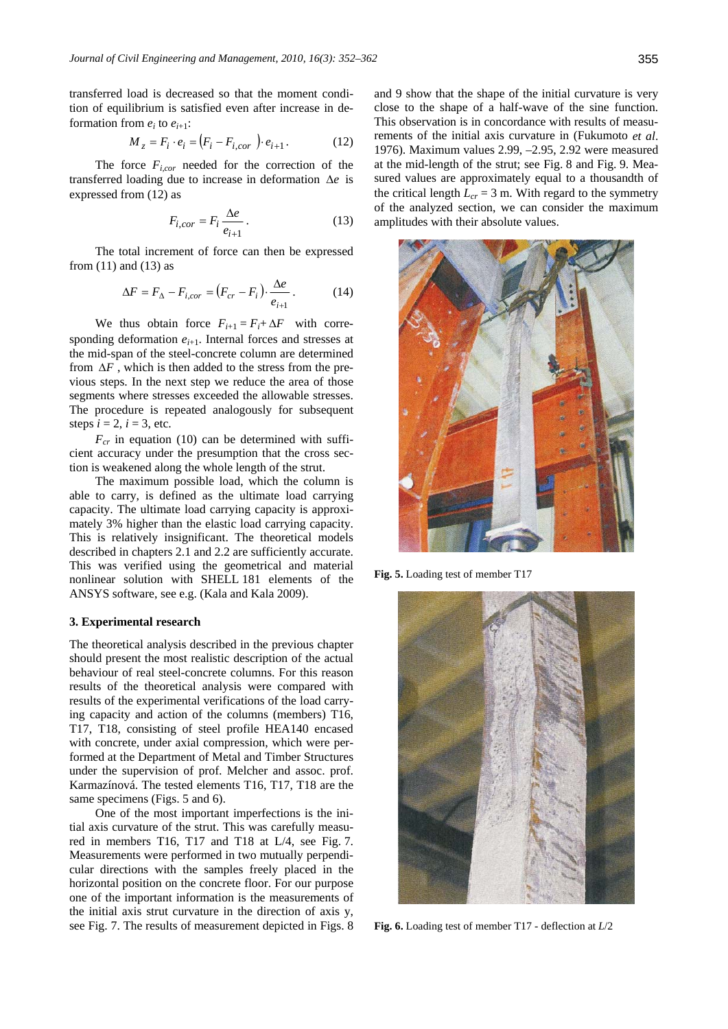transferred load is decreased so that the moment condition of equilibrium is satisfied even after increase in deformation from $e_i$ to $e_{i+1}$:

$$M_z = F_i \cdot e_i = \left(F_i - F_{i,cor}\right) \cdot e_{i+1}. \tag{12}$$

The force $F_{i,cor}$ needed for the correction of the transferred loading due to increase in deformation $\Delta e$ is expressed from (12) as

$$F_{i,cor} = F_i \frac{\Delta e}{e_{i+1}}. \tag{13}$$

The total increment of force can then be expressed from (11) and (13) as

$$\Delta F = F_\Delta - F_{i,cor} = \left(F_{cr} - F_i\right) \cdot \frac{\Delta e}{e_{i+1}}. \tag{14}$$

We thus obtain force $F_{i+1} = F_i + \Delta F$ with corresponding deformation $e_{i+1}$. Internal forces and stresses at the mid-span of the steel-concrete column are determined from $\Delta F$, which is then added to the stress from the previous steps. In the next step we reduce the area of those segments where stresses exceeded the allowable stresses. The procedure is repeated analogously for subsequent steps $i = 2$, $i = 3$, etc.

$F_{cr}$ in equation (10) can be determined with sufficient accuracy under the presumption that the cross section is weakened along the whole length of the strut.

The maximum possible load, which the column is able to carry, is defined as the ultimate load carrying capacity. The ultimate load carrying capacity is approximately 3% higher than the elastic load carrying capacity. This is relatively insignificant. The theoretical models described in chapters 2.1 and 2.2 are sufficiently accurate. This was verified using the geometrical and material nonlinear solution with SHELL 181 elements of the ANSYS software, see e.g. (Kala and Kala 2009).

## 3. Experimental research

The theoretical analysis described in the previous chapter should present the most realistic description of the actual behaviour of real steel-concrete columns. For this reason results of the theoretical analysis were compared with results of the experimental verifications of the load carrying capacity and action of the columns (members) T16, T17, T18, consisting of steel profile HEA140 encased with concrete, under axial compression, which were performed at the Department of Metal and Timber Structures under the supervision of prof. Melcher and assoc. prof. Karmazínová. The tested elements T16, T17, T18 are the same specimens (Figs. 5 and 6).

One of the most important imperfections is the initial axis curvature of the strut. This was carefully measured in members T16, T17 and T18 at L/4, see Fig. 7. Measurements were performed in two mutually perpendicular directions with the samples freely placed in the horizontal position on the concrete floor. For our purpose one of the important information is the measurements of the initial axis strut curvature in the direction of axis y, see Fig. 7. The results of measurement depicted in Figs. 8 and 9 show that the shape of the initial curvature is very close to the shape of a half-wave of the sine function. This observation is in concordance with results of measurements of the initial axis curvature in (Fukumoto *et al.* 1976). Maximum values 2.99, –2.95, 2.92 were measured at the mid-length of the strut; see Fig. 8 and Fig. 9. Measured values are approximately equal to a thousandth of the critical length $L_{cr}$ = 3 m. With regard to the symmetry of the analyzed section, we can consider the maximum amplitudes with their absolute values.

**Fig. 5.** Loading test of member T17

**Fig. 6.** Loading test of member T17 - deflection at $L/2$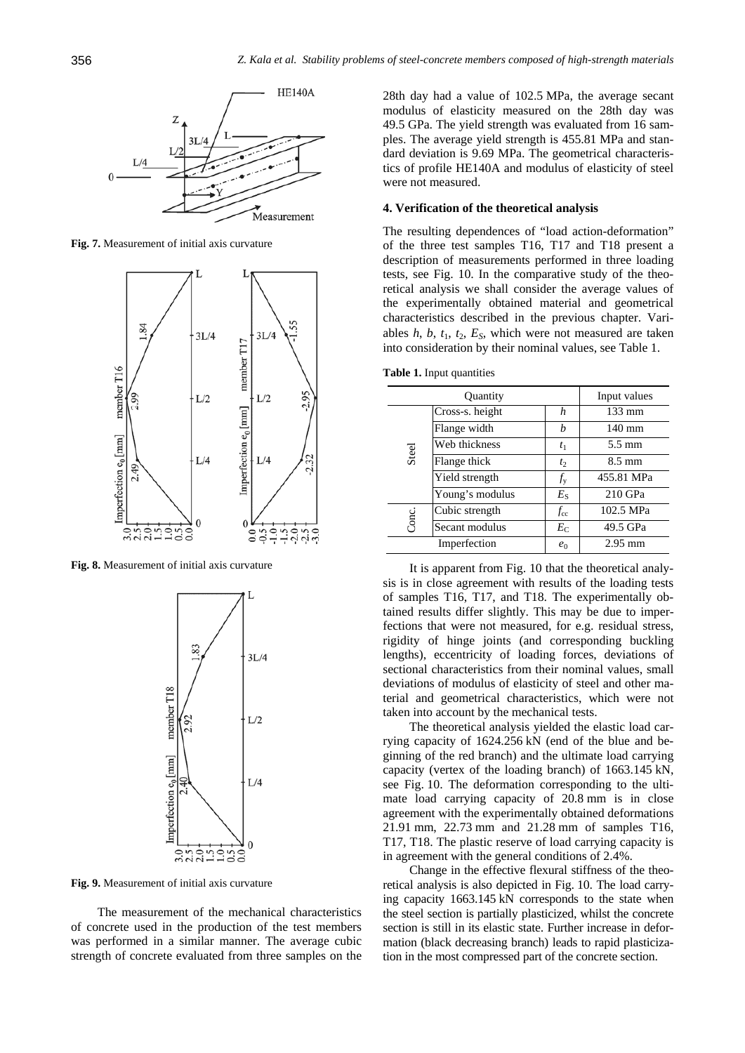**Fig. 7.** Measurement of initial axis curvature

**Fig. 8.** Measurement of initial axis curvature

**Fig. 9.** Measurement of initial axis curvature

The measurement of the mechanical characteristics of concrete used in the production of the test members was performed in a similar manner. The average cubic strength of concrete evaluated from three samples on the 28th day had a value of 102.5 MPa, the average secant modulus of elasticity measured on the 28th day was 49.5 GPa. The yield strength was evaluated from 16 samples. The average yield strength is 455.81 MPa and standard deviation is 9.69 MPa. The geometrical characteristics of profile HE140A and modulus of elasticity of steel were not measured.

## 4. Verification of the theoretical analysis

The resulting dependences of "load action-deformation" of the three test samples T16, T17 and T18 present a description of measurements performed in three loading tests, see Fig. 10. In the comparative study of the theoretical analysis we shall consider the average values of the experimentally obtained material and geometrical characteristics described in the previous chapter. Variables $h$, $b$, $t_1$, $t_2$, $E_S$, which were not measured are taken into consideration by their nominal values, see Table 1.

**Table 1.** Input quantities

| Quantity | | | Input values |
|---|---|---|---|
| Steel | Cross-s. height | $h$ | 133 mm |
| | Flange width | $b$ | 140 mm |
| | Web thickness | $t_1$ | 5.5 mm |
| | Flange thick | $t_2$ | 8.5 mm |
| | Yield strength | $f_y$ | 455.81 MPa |
| | Young's modulus | $E_S$ | 210 GPa |
| Conc. | Cubic strength | $f_{cc}$ | 102.5 MPa |
| | Secant modulus | $E_C$ | 49.5 GPa |
| Imperfection | | $e_0$ | 2.95 mm |

It is apparent from Fig. 10 that the theoretical analysis is in close agreement with results of the loading tests of samples T16, T17, and T18. The experimentally obtained results differ slightly. This may be due to imperfections that were not measured, for e.g. residual stress, rigidity of hinge joints (and corresponding buckling lengths), eccentricity of loading forces, deviations of sectional characteristics from their nominal values, small deviations of modulus of elasticity of steel and other material and geometrical characteristics, which were not taken into account by the mechanical tests.

The theoretical analysis yielded the elastic load carrying capacity of 1624.256 kN (end of the blue and beginning of the red branch) and the ultimate load carrying capacity (vertex of the loading branch) of 1663.145 kN, see Fig. 10. The deformation corresponding to the ultimate load carrying capacity of 20.8 mm is in close agreement with the experimentally obtained deformations 21.91 mm, 22.73 mm and 21.28 mm of samples T16, T17, T18. The plastic reserve of load carrying capacity is in agreement with the general conditions of 2.4%.

Change in the effective flexural stiffness of the theoretical analysis is also depicted in Fig. 10. The load carrying capacity 1663.145 kN corresponds to the state when the steel section is partially plasticized, whilst the concrete section is still in its elastic state. Further increase in deformation (black decreasing branch) leads to rapid plasticization in the most compressed part of the concrete section.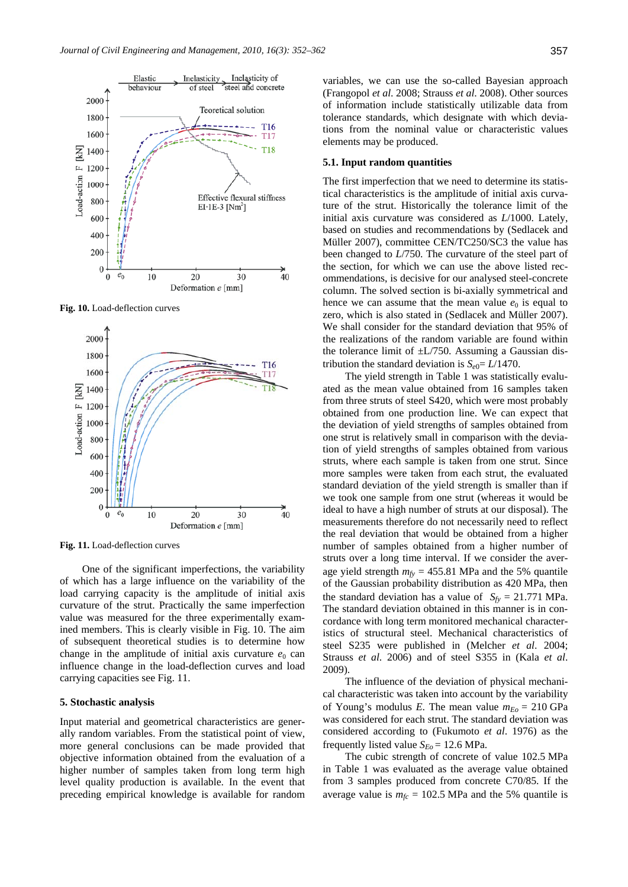Fig. 10. Load-deflection curves

Fig. 11. Load-deflection curves

One of the significant imperfections, the variability of which has a large influence on the variability of the load carrying capacity is the amplitude of initial axis curvature of the strut. Practically the same imperfection value was measured for the three experimentally examined members. This is clearly visible in Fig. 10. The aim of subsequent theoretical studies is to determine how change in the amplitude of initial axis curvature $e_0$ can influence change in the load-deflection curves and load carrying capacities see Fig. 11.

## 5. Stochastic analysis

Input material and geometrical characteristics are generally random variables. From the statistical point of view, more general conclusions can be made provided that objective information obtained from the evaluation of a higher number of samples taken from long term high level quality production is available. In the event that preceding empirical knowledge is available for random variables, we can use the so-called Bayesian approach (Frangopol *et al.* 2008; Strauss *et al.* 2008). Other sources of information include statistically utilizable data from tolerance standards, which designate with which deviations from the nominal value or characteristic values elements may be produced.

### 5.1. Input random quantities

The first imperfection that we need to determine its statistical characteristics is the amplitude of initial axis curvature of the strut. Historically the tolerance limit of the initial axis curvature was considered as *L*/1000. Lately, based on studies and recommendations by (Sedlacek and Müller 2007), committee CEN/TC250/SC3 the value has been changed to *L*/750. The curvature of the steel part of the section, for which we can use the above listed recommendations, is decisive for our analysed steel-concrete column. The solved section is bi-axially symmetrical and hence we can assume that the mean value $e_0$ is equal to zero, which is also stated in (Sedlacek and Müller 2007). We shall consider for the standard deviation that 95% of the realizations of the random variable are found within the tolerance limit of ±L/750. Assuming a Gaussian distribution the standard deviation is $S_{e0} = L/1470$.

The yield strength in Table 1 was statistically evaluated as the mean value obtained from 16 samples taken from three struts of steel S420, which were most probably obtained from one production line. We can expect that the deviation of yield strengths of samples obtained from one strut is relatively small in comparison with the deviation of yield strengths of samples obtained from various struts, where each sample is taken from one strut. Since more samples were taken from each strut, the evaluated standard deviation of the yield strength is smaller than if we took one sample from one strut (whereas it would be ideal to have a high number of struts at our disposal). The measurements therefore do not necessarily need to reflect the real deviation that would be obtained from a higher number of samples obtained from a higher number of struts over a long time interval. If we consider the average yield strength $m_{fy}$ = 455.81 MPa and the 5% quantile of the Gaussian probability distribution as 420 MPa, then the standard deviation has a value of $S_{fy}$ = 21.771 MPa. The standard deviation obtained in this manner is in concordance with long term monitored mechanical characteristics of structural steel. Mechanical characteristics of steel S235 were published in (Melcher *et al.* 2004; Strauss *et al.* 2006) and of steel S355 in (Kala *et al.* 2009).

The influence of the deviation of physical mechanical characteristic was taken into account by the variability of Young's modulus *E*. The mean value $m_{Eo}$ = 210 GPa was considered for each strut. The standard deviation was considered according to (Fukumoto *et al.* 1976) as the frequently listed value $S_{Eo}$ = 12.6 MPa.

The cubic strength of concrete of value 102.5 MPa in Table 1 was evaluated as the average value obtained from 3 samples produced from concrete C70/85. If the average value is $m_{fc}$ = 102.5 MPa and the 5% quantile is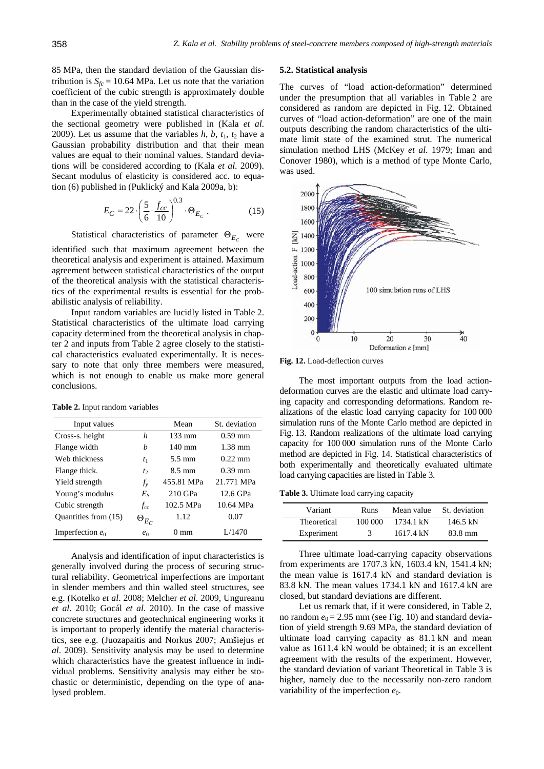85 MPa, then the standard deviation of the Gaussian distribution is $S_{fc}$ = 10.64 MPa. Let us note that the variation coefficient of the cubic strength is approximately double than in the case of the yield strength.

Experimentally obtained statistical characteristics of the sectional geometry were published in (Kala *et al.* 2009). Let us assume that the variables $h$, $b$, $t_1$, $t_2$ have a Gaussian probability distribution and that their mean values are equal to their nominal values. Standard deviations will be considered according to (Kala *et al.* 2009). Secant modulus of elasticity is considered acc. to equation (6) published in (Puklický and Kala 2009a, b):

$$E_C = 22 \cdot \left( \frac{5}{6} \cdot \frac{f_{cc}}{10} \right)^{0.3} \cdot \Theta_{E_C}. \tag{15}$$

Statistical characteristics of parameter $\Theta_{E_C}$ were identified such that maximum agreement between the theoretical analysis and experiment is attained. Maximum agreement between statistical characteristics of the output of the theoretical analysis with the statistical characteristics of the experimental results is essential for the probabilistic analysis of reliability.

Input random variables are lucidly listed in Table 2. Statistical characteristics of the ultimate load carrying capacity determined from the theoretical analysis in chapter 2 and inputs from Table 2 agree closely to the statistical characteristics evaluated experimentally. It is necessary to note that only three members were measured, which is not enough to enable us make more general conclusions.

**Table 2.** Input random variables

| Input values | | Mean | St. deviation |
|---|---|---|---|
| Cross-s. height | $h$ | 133 mm | 0.59 mm |
| Flange width | $b$ | 140 mm | 1.38 mm |
| Web thickness | $t_1$ | 5.5 mm | 0.22 mm |
| Flange thick. | $t_2$ | 8.5 mm | 0.39 mm |
| Yield strength | $f_y$ | 455.81 MPa | 21.771 MPa |
| Young's modulus | $E_S$ | 210 GPa | 12.6 GPa |
| Cubic strength | $f_{cc}$ | 102.5 MPa | 10.64 MPa |
| Quantities from (15) | $\Theta_{E_C}$ | 1.12 | 0.07 |
| Imperfection $e_0$ | $e_0$ | 0 mm | L/1470 |

Analysis and identification of input characteristics is generally involved during the process of securing structural reliability. Geometrical imperfections are important in slender members and thin walled steel structures, see e.g. (Kotelko *et al*. 2008; Melcher *et al.* 2009, Ungureanu *et al*. 2010; Gocál *et al.* 2010). In the case of massive concrete structures and geotechnical engineering works it is important to properly identify the material characteristics, see e.g. (Juozapaitis and Norkus 2007; Amšiejus *et al*. 2009). Sensitivity analysis may be used to determine which characteristics have the greatest influence in individual problems. Sensitivity analysis may either be stochastic or deterministic, depending on the type of analysed problem.

### 5.2. Statistical analysis

The curves of "load action-deformation" determined under the presumption that all variables in Table 2 are considered as random are depicted in Fig. 12. Obtained curves of "load action-deformation" are one of the main outputs describing the random characteristics of the ultimate limit state of the examined strut. The numerical simulation method LHS (McKey *et al.* 1979; Iman and Conover 1980), which is a method of type Monte Carlo, was used.

**Fig. 12.** Load-deflection curves

The most important outputs from the load action-deformation curves are the elastic and ultimate load carrying capacity and corresponding deformations. Random realizations of the elastic load carrying capacity for 100 000 simulation runs of the Monte Carlo method are depicted in Fig. 13. Random realizations of the ultimate load carrying capacity for 100 000 simulation runs of the Monte Carlo method are depicted in Fig. 14. Statistical characteristics of both experimentally and theoretically evaluated ultimate load carrying capacities are listed in Table 3.

**Table 3.** Ultimate load carrying capacity

| Variant | Runs | Mean value | St. deviation |
|---|---|---|---|
| Theoretical | 100 000 | 1734.1 kN | 146.5 kN |
| Experiment | 3 | 1617.4 kN | 83.8 mm |

Three ultimate load-carrying capacity observations from experiments are 1707.3 kN, 1603.4 kN, 1541.4 kN; the mean value is 1617.4 kN and standard deviation is 83.8 kN. The mean values 1734.1 kN and 1617.4 kN are closed, but standard deviations are different.

Let us remark that, if it were considered, in Table 2, no random $e_0$ = 2.95 mm (see Fig. 10) and standard deviation of yield strength 9.69 MPa, the standard deviation of ultimate load carrying capacity as 81.1 kN and mean value as 1611.4 kN would be obtained; it is an excellent agreement with the results of the experiment. However, the standard deviation of variant Theoretical in Table 3 is higher, namely due to the necessarily non-zero random variability of the imperfection $e_0$.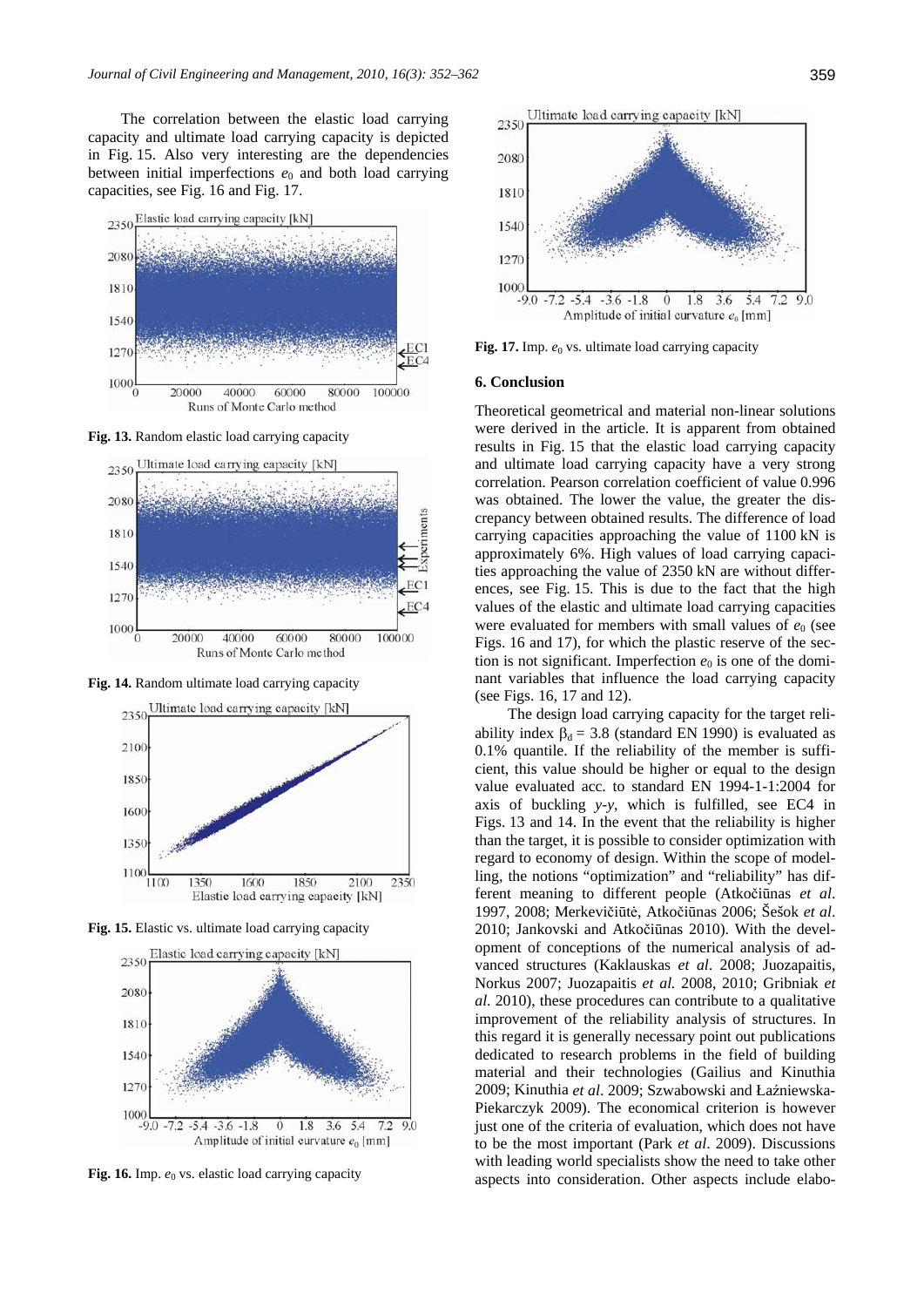The correlation between the elastic load carrying capacity and ultimate load carrying capacity is depicted in Fig. 15. Also very interesting are the dependencies between initial imperfections $e_0$ and both load carrying capacities, see Fig. 16 and Fig. 17.

**Fig. 13.** Random elastic load carrying capacity

**Fig. 14.** Random ultimate load carrying capacity

**Fig. 15.** Elastic vs. ultimate load carrying capacity

**Fig. 16.** Imp. $e_0$ vs. elastic load carrying capacity

**Fig. 17.** Imp. $e_0$ vs. ultimate load carrying capacity

## 6. Conclusion

Theoretical geometrical and material non-linear solutions were derived in the article. It is apparent from obtained results in Fig. 15 that the elastic load carrying capacity and ultimate load carrying capacity have a very strong correlation. Pearson correlation coefficient of value 0.996 was obtained. The lower the value, the greater the discrepancy between obtained results. The difference of load carrying capacities approaching the value of 1100 kN is approximately 6%. High values of load carrying capacities approaching the value of 2350 kN are without differences, see Fig. 15. This is due to the fact that the high values of the elastic and ultimate load carrying capacities were evaluated for members with small values of $e_0$ (see Figs. 16 and 17), for which the plastic reserve of the section is not significant. Imperfection $e_0$ is one of the dominant variables that influence the load carrying capacity (see Figs. 16, 17 and 12).

The design load carrying capacity for the target reliability index $\beta_d = 3.8$ (standard EN 1990) is evaluated as 0.1% quantile. If the reliability of the member is sufficient, this value should be higher or equal to the design value evaluated acc. to standard EN 1994-1-1:2004 for axis of buckling *y-y*, which is fulfilled, see EC4 in Figs. 13 and 14. In the event that the reliability is higher than the target, it is possible to consider optimization with regard to economy of design. Within the scope of modelling, the notions "optimization" and "reliability" has different meaning to different people (Atkočiūnas *et al*. 1997, 2008; Merkevičiūtė, Atkočiūnas 2006; Šešok *et al*. 2010; Jankovski and Atkočiūnas 2010). With the development of conceptions of the numerical analysis of advanced structures (Kaklauskas *et al*. 2008; Juozapaitis, Norkus 2007; Juozapaitis *et al.* 2008, 2010; Gribniak *et al*. 2010), these procedures can contribute to a qualitative improvement of the reliability analysis of structures. In this regard it is generally necessary point out publications dedicated to research problems in the field of building material and their technologies (Gailius and Kinuthia 2009; Kinuthia *et al*. 2009; Szwabowski and Łaźniewska-Piekarczyk 2009). The economical criterion is however just one of the criteria of evaluation, which does not have to be the most important (Park *et al*. 2009). Discussions with leading world specialists show the need to take other aspects into consideration. Other aspects include elabo-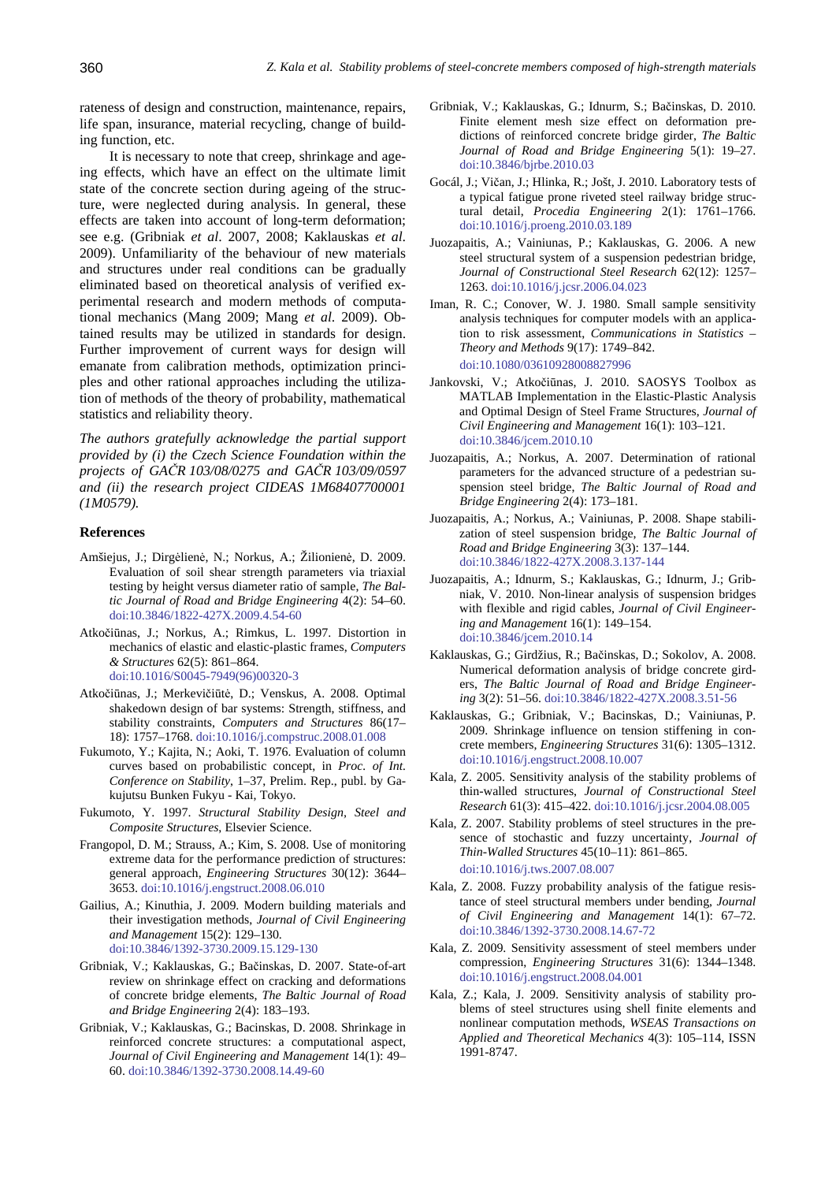rateness of design and construction, maintenance, repairs, life span, insurance, material recycling, change of building function, etc.

It is necessary to note that creep, shrinkage and ageing effects, which have an effect on the ultimate limit state of the concrete section during ageing of the structure, were neglected during analysis. In general, these effects are taken into account of long-term deformation; see e.g. (Gribniak *et al*. 2007, 2008; Kaklauskas *et al*. 2009). Unfamiliarity of the behaviour of new materials and structures under real conditions can be gradually eliminated based on theoretical analysis of verified experimental research and modern methods of computational mechanics (Mang 2009; Mang *et al*. 2009). Obtained results may be utilized in standards for design. Further improvement of current ways for design will emanate from calibration methods, optimization principles and other rational approaches including the utilization of methods of the theory of probability, mathematical statistics and reliability theory.

*The authors gratefully acknowledge the partial support provided by (i) the Czech Science Foundation within the projects of GAČR 103/08/0275 and GAČR 103/09/0597 and (ii) the research project CIDEAS 1M68407700001 (1M0579).*

## References

Amšiejus, J.; Dirgėlienė, N.; Norkus, A.; Žilionienė, D. 2009. Evaluation of soil shear strength parameters via triaxial testing by height versus diameter ratio of sample, *The Baltic Journal of Road and Bridge Engineering* 4(2): 54–60. doi:10.3846/1822-427X.2009.4.54-60

Atkočiūnas, J.; Norkus, A.; Rimkus, L. 1997. Distortion in mechanics of elastic and elastic-plastic frames, *Computers & Structures* 62(5): 861–864. doi:10.1016/S0045-7949(96)00320-3

Atkočiūnas, J.; Merkevičiūtė, D.; Venskus, A. 2008. Optimal shakedown design of bar systems: Strength, stiffness, and stability constraints, *Computers and Structures* 86(17–18): 1757–1768. doi:10.1016/j.compstruc.2008.01.008

Fukumoto, Y.; Kajita, N.; Aoki, T. 1976. Evaluation of column curves based on probabilistic concept, in *Proc. of Int. Conference on Stability*, 1–37, Prelim. Rep., publ. by Gakujutsu Bunken Fukyu - Kai, Tokyo.

Fukumoto, Y. 1997. *Structural Stability Design, Steel and Composite Structures*, Elsevier Science.

Frangopol, D. M.; Strauss, A.; Kim, S. 2008. Use of monitoring extreme data for the performance prediction of structures: general approach, *Engineering Structures* 30(12): 3644–3653. doi:10.1016/j.engstruct.2008.06.010

Gailius, A.; Kinuthia, J. 2009. Modern building materials and their investigation methods, *Journal of Civil Engineering and Management* 15(2): 129–130. doi:10.3846/1392-3730.2009.15.129-130

Gribniak, V.; Kaklauskas, G.; Bačinskas, D. 2007. State-of-art review on shrinkage effect on cracking and deformations of concrete bridge elements, *The Baltic Journal of Road and Bridge Engineering* 2(4): 183–193.

Gribniak, V.; Kaklauskas, G.; Bacinskas, D. 2008. Shrinkage in reinforced concrete structures: a computational aspect, *Journal of Civil Engineering and Management* 14(1): 49–60. doi:10.3846/1392-3730.2008.14.49-60

Gribniak, V.; Kaklauskas, G.; Idnurm, S.; Bačinskas, D. 2010. Finite element mesh size effect on deformation predictions of reinforced concrete bridge girder, *The Baltic Journal of Road and Bridge Engineering* 5(1): 19–27. doi:10.3846/bjrbe.2010.03

Gocál, J.; Vičan, J.; Hlinka, R.; Jošt, J. 2010. Laboratory tests of a typical fatigue prone riveted steel railway bridge structural detail, *Procedia Engineering* 2(1): 1761–1766. doi:10.1016/j.proeng.2010.03.189

Juozapaitis, A.; Vainiunas, P.; Kaklauskas, G. 2006. A new steel structural system of a suspension pedestrian bridge, *Journal of Constructional Steel Research* 62(12): 1257–1263. doi:10.1016/j.jcsr.2006.04.023

Iman, R. C.; Conover, W. J. 1980. Small sample sensitivity analysis techniques for computer models with an application to risk assessment, *Communications in Statistics – Theory and Methods* 9(17): 1749–842. doi:10.1080/03610928008827996

Jankovski, V.; Atkočiūnas, J. 2010. SAOSYS Toolbox as MATLAB Implementation in the Elastic-Plastic Analysis and Optimal Design of Steel Frame Structures, *Journal of Civil Engineering and Management* 16(1): 103–121. doi:10.3846/jcem.2010.10

Juozapaitis, A.; Norkus, A. 2007. Determination of rational parameters for the advanced structure of a pedestrian suspension steel bridge, *The Baltic Journal of Road and Bridge Engineering* 2(4): 173–181.

Juozapaitis, A.; Norkus, A.; Vainiunas, P. 2008. Shape stabilization of steel suspension bridge, *The Baltic Journal of Road and Bridge Engineering* 3(3): 137–144. doi:10.3846/1822-427X.2008.3.137-144

Juozapaitis, A.; Idnurm, S.; Kaklauskas, G.; Idnurm, J.; Gribniak, V. 2010. Non-linear analysis of suspension bridges with flexible and rigid cables, *Journal of Civil Engineering and Management* 16(1): 149–154. doi:10.3846/jcem.2010.14

Kaklauskas, G.; Girdžius, R.; Bačinskas, D.; Sokolov, A. 2008. Numerical deformation analysis of bridge concrete girders, *The Baltic Journal of Road and Bridge Engineering* 3(2): 51–56. doi:10.3846/1822-427X.2008.3.51-56

Kaklauskas, G.; Gribniak, V.; Bacinskas, D.; Vainiunas, P. 2009. Shrinkage influence on tension stiffening in concrete members, *Engineering Structures* 31(6): 1305–1312. doi:10.1016/j.engstruct.2008.10.007

Kala, Z. 2005. Sensitivity analysis of the stability problems of thin-walled structures, *Journal of Constructional Steel Research* 61(3): 415–422. doi:10.1016/j.jcsr.2004.08.005

Kala, Z. 2007. Stability problems of steel structures in the presence of stochastic and fuzzy uncertainty, *Journal of Thin-Walled Structures* 45(10–11): 861–865. doi:10.1016/j.tws.2007.08.007

Kala, Z. 2008. Fuzzy probability analysis of the fatigue resistance of steel structural members under bending, *Journal of Civil Engineering and Management* 14(1): 67–72. doi:10.3846/1392-3730.2008.14.67-72

Kala, Z. 2009. Sensitivity assessment of steel members under compression, *Engineering Structures* 31(6): 1344–1348. doi:10.1016/j.engstruct.2008.04.001

Kala, Z.; Kala, J. 2009. Sensitivity analysis of stability problems of steel structures using shell finite elements and nonlinear computation methods, *WSEAS Transactions on Applied and Theoretical Mechanics* 4(3): 105–114, ISSN 1991-8747.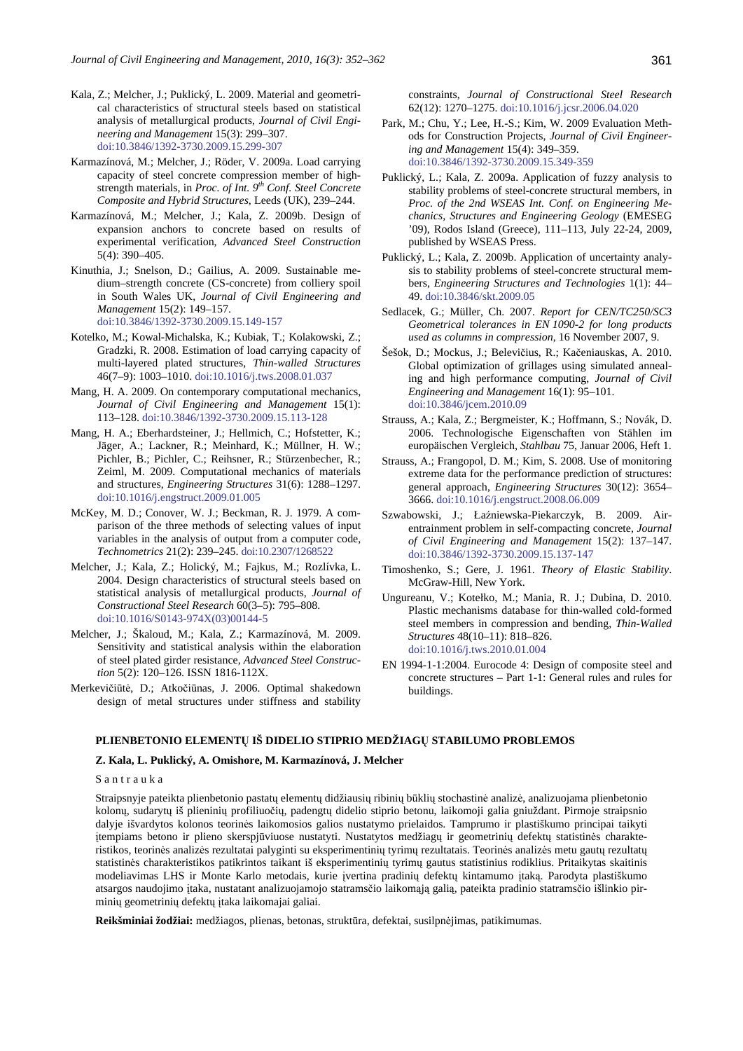Kala, Z.; Melcher, J.; Puklický, L. 2009. Material and geometrical characteristics of structural steels based on statistical analysis of metallurgical products, *Journal of Civil Engineering and Management* 15(3): 299–307. doi:10.3846/1392-3730.2009.15.299-307

Karmazínová, M.; Melcher, J.; Röder, V. 2009a. Load carrying capacity of steel concrete compression member of high-strength materials, in *Proc. of Int. 9th Conf. Steel Concrete Composite and Hybrid Structures*, Leeds (UK), 239–244.

Karmazínová, M.; Melcher, J.; Kala, Z. 2009b. Design of expansion anchors to concrete based on results of experimental verification, *Advanced Steel Construction* 5(4): 390–405.

Kinuthia, J.; Snelson, D.; Gailius, A. 2009. Sustainable medium–strength concrete (CS-concrete) from colliery spoil in South Wales UK, *Journal of Civil Engineering and Management* 15(2): 149–157. doi:10.3846/1392-3730.2009.15.149-157

Kotelko, M.; Kowal-Michalska, K.; Kubiak, T.; Kolakowski, Z.; Gradzki, R. 2008. Estimation of load carrying capacity of multi-layered plated structures, *Thin-walled Structures* 46(7–9): 1003–1010. doi:10.1016/j.tws.2008.01.037

Mang, H. A. 2009. On contemporary computational mechanics, *Journal of Civil Engineering and Management* 15(1): 113–128. doi:10.3846/1392-3730.2009.15.113-128

Mang, H. A.; Eberhardsteiner, J.; Hellmich, C.; Hofstetter, K.; Jäger, A.; Lackner, R.; Meinhard, K.; Müllner, H. W.; Pichler, B.; Pichler, C.; Reihsner, R.; Stürzenbecher, R.; Zeiml, M. 2009. Computational mechanics of materials and structures, *Engineering Structures* 31(6): 1288–1297. doi:10.1016/j.engstruct.2009.01.005

McKey, M. D.; Conover, W. J.; Beckman, R. J. 1979. A comparison of the three methods of selecting values of input variables in the analysis of output from a computer code, *Technometrics* 21(2): 239–245. doi:10.2307/1268522

Melcher, J.; Kala, Z.; Holický, M.; Fajkus, M.; Rozlívka, L. 2004. Design characteristics of structural steels based on statistical analysis of metallurgical products, *Journal of Constructional Steel Research* 60(3–5): 795–808. doi:10.1016/S0143-974X(03)00144-5

Melcher, J.; Škaloud, M.; Kala, Z.; Karmazínová, M. 2009. Sensitivity and statistical analysis within the elaboration of steel plated girder resistance, *Advanced Steel Construction* 5(2): 120–126. ISSN 1816-112X.

Merkevičiūtė, D.; Atkočiūnas, J. 2006. Optimal shakedown design of metal structures under stiffness and stability constraints, *Journal of Constructional Steel Research* 62(12): 1270–1275. doi:10.1016/j.jcsr.2006.04.020

Park, M.; Chu, Y.; Lee, H.-S.; Kim, W. 2009 Evaluation Methods for Construction Projects, *Journal of Civil Engineering and Management* 15(4): 349–359. doi:10.3846/1392-3730.2009.15.349-359

Puklický, L.; Kala, Z. 2009a. Application of fuzzy analysis to stability problems of steel-concrete structural members, in *Proc. of the 2nd WSEAS Int. Conf. on Engineering Mechanics, Structures and Engineering Geology* (EMESEG '09), Rodos Island (Greece), 111–113, July 22-24, 2009, published by WSEAS Press.

Puklický, L.; Kala, Z. 2009b. Application of uncertainty analysis to stability problems of steel-concrete structural members, *Engineering Structures and Technologies* 1(1): 44–49. doi:10.3846/skt.2009.05

Sedlacek, G.; Müller, Ch. 2007. *Report for CEN/TC250/SC3 Geometrical tolerances in EN 1090-2 for long products used as columns in compression*, 16 November 2007, 9.

Šešok, D.; Mockus, J.; Belevičius, R.; Kačeniauskas, A. 2010. Global optimization of grillages using simulated annealing and high performance computing, *Journal of Civil Engineering and Management* 16(1): 95–101. doi:10.3846/jcem.2010.09

Strauss, A.; Kala, Z.; Bergmeister, K.; Hoffmann, S.; Novák, D. 2006. Technologische Eigenschaften von Stählen im europäischen Vergleich, *Stahlbau* 75, Januar 2006, Heft 1.

Strauss, A.; Frangopol, D. M.; Kim, S. 2008. Use of monitoring extreme data for the performance prediction of structures: general approach, *Engineering Structures* 30(12): 3654–3666. doi:10.1016/j.engstruct.2008.06.009

Szwabowski, J.; Łaźniewska-Piekarczyk, B. 2009. Air-entrainment problem in self-compacting concrete, *Journal of Civil Engineering and Management* 15(2): 137–147. doi:10.3846/1392-3730.2009.15.137-147

Timoshenko, S.; Gere, J. 1961. *Theory of Elastic Stability*. McGraw-Hill, New York.

Ungureanu, V.; Kotełko, M.; Mania, R. J.; Dubina, D. 2010. Plastic mechanisms database for thin-walled cold-formed steel members in compression and bending, *Thin-Walled Structures* 48(10–11): 818–826. doi:10.1016/j.tws.2010.01.004

EN 1994-1-1:2004. Eurocode 4: Design of composite steel and concrete structures – Part 1-1: General rules and rules for buildings.

## PLIENBETONIO ELEMENTŲ IŠ DIDELIO STIPRIO MEDŽIAGŲ STABILUMO PROBLEMOS

**Z. Kala, L. Puklický, A. Omishore, M. Karmazínová, J. Melcher**

S a n t r a u k a

Straipsnyje pateikta plienbetonio pastatų elementų didžiausių ribinių būklių stochastinė analizė, analizuojama plienbetonio kolonų, sudarytų iš plieninių profiliuočių, padengtų didelio stiprio betonu, laikomoji galia gniuždant. Pirmoje straipsnio dalyje išvardytos kolonos teorinės laikomosios galios nustatymo prielaidos. Tamprumo ir plastiškumo principai taikyti įtempiams betono ir plieno skerspjūviuose nustatyti. Nustatytos medžiagų ir geometrinių defektų statistinės charakteristikos, teorinės analizės rezultatai palyginti su eksperimentinių tyrimų rezultatais. Teorinės analizės metu gautų rezultatų statistinės charakteristikos patikrintos taikant iš eksperimentinių tyrimų gautus statistinius rodiklius. Pritaikytas skaitinis modeliavimas LHS ir Monte Karlo metodais, kurie įvertina pradinių defektų kintamumo įtaką. Parodyta plastiškumo atsargos naudojimo įtaka, nustatant analizuojamojo statramsčio laikomąją galią, pateikta pradinio statramsčio išlinkio pirminių geometrinių defektų įtaka laikomajai galiai.

**Reikšminiai žodžiai:** medžiagos, plienas, betonas, struktūra, defektai, susilpnėjimas, patikimumas.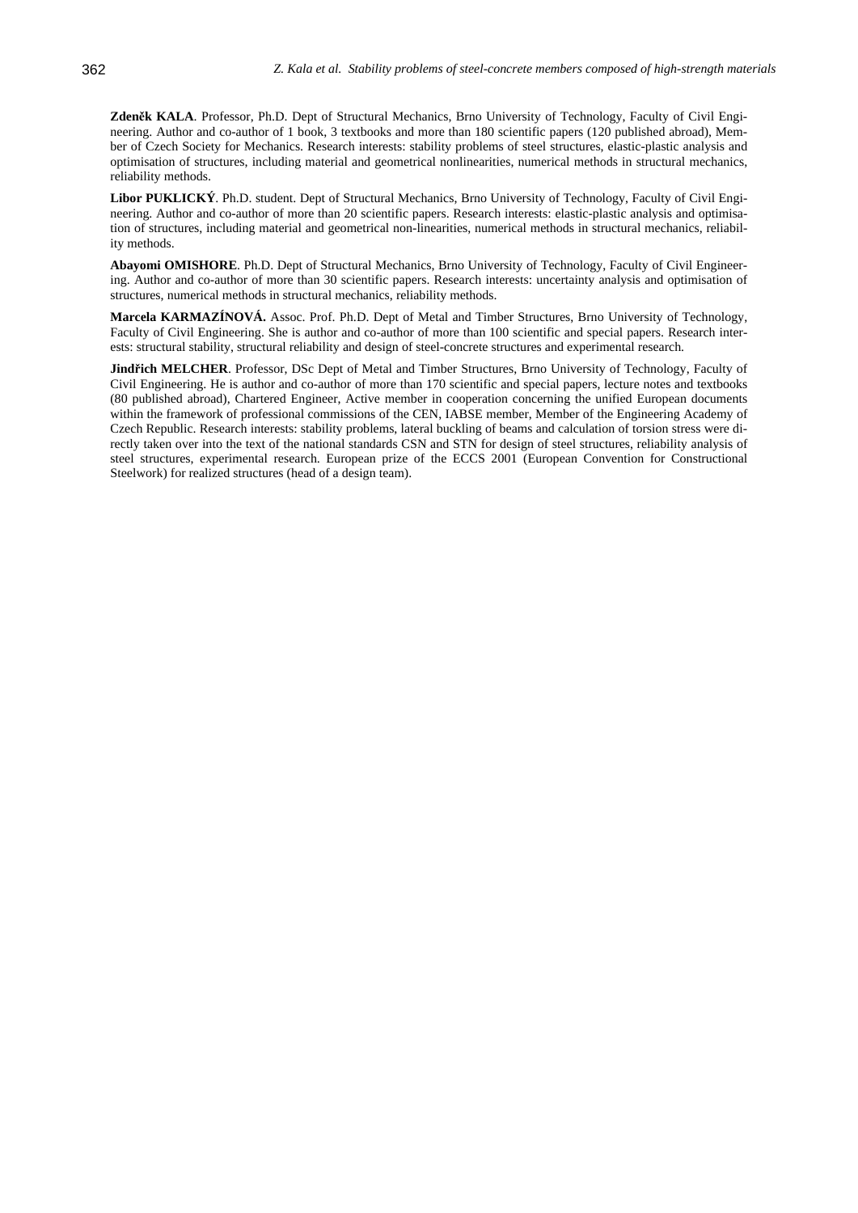**Zdeněk KALA**. Professor, Ph.D. Dept of Structural Mechanics, Brno University of Technology, Faculty of Civil Engineering. Author and co-author of 1 book, 3 textbooks and more than 180 scientific papers (120 published abroad), Member of Czech Society for Mechanics. Research interests: stability problems of steel structures, elastic-plastic analysis and optimisation of structures, including material and geometrical nonlinearities, numerical methods in structural mechanics, reliability methods.

**Libor PUKLICKÝ**. Ph.D. student. Dept of Structural Mechanics, Brno University of Technology, Faculty of Civil Engineering. Author and co-author of more than 20 scientific papers. Research interests: elastic-plastic analysis and optimisation of structures, including material and geometrical non-linearities, numerical methods in structural mechanics, reliability methods.

**Abayomi OMISHORE**. Ph.D. Dept of Structural Mechanics, Brno University of Technology, Faculty of Civil Engineering. Author and co-author of more than 30 scientific papers. Research interests: uncertainty analysis and optimisation of structures, numerical methods in structural mechanics, reliability methods.

**Marcela KARMAZÍNOVÁ.** Assoc. Prof. Ph.D. Dept of Metal and Timber Structures, Brno University of Technology, Faculty of Civil Engineering. She is author and co-author of more than 100 scientific and special papers. Research interests: structural stability, structural reliability and design of steel-concrete structures and experimental research.

**Jindřich MELCHER**. Professor, DSc Dept of Metal and Timber Structures, Brno University of Technology, Faculty of Civil Engineering. He is author and co-author of more than 170 scientific and special papers, lecture notes and textbooks (80 published abroad), Chartered Engineer, Active member in cooperation concerning the unified European documents within the framework of professional commissions of the CEN, IABSE member, Member of the Engineering Academy of Czech Republic. Research interests: stability problems, lateral buckling of beams and calculation of torsion stress were directly taken over into the text of the national standards CSN and STN for design of steel structures, reliability analysis of steel structures, experimental research. European prize of the ECCS 2001 (European Convention for Constructional Steelwork) for realized structures (head of a design team).